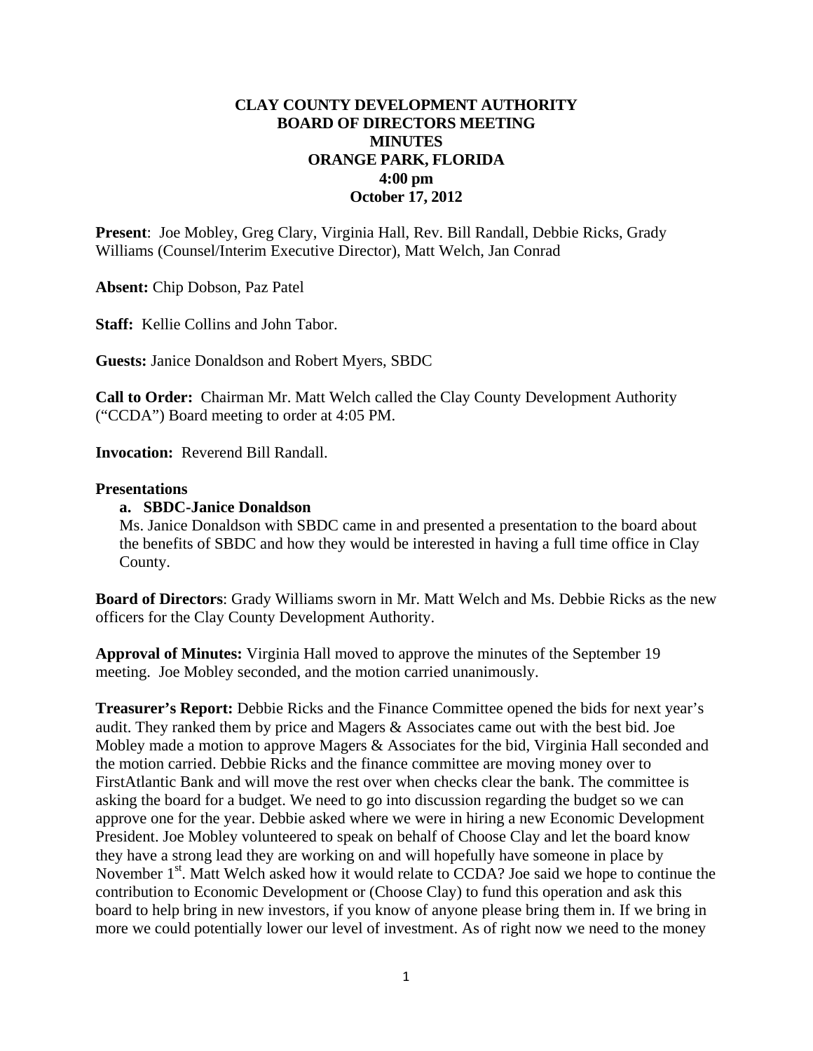# CLAY COUNTY DEVELOPMENT AUTHORITY
## BOARD OF DIRECTORS MEETING
## MINUTES
## ORANGE PARK, FLORIDA
## 4:00 pm
## October 17, 2012

**Present**: Joe Mobley, Greg Clary, Virginia Hall, Rev. Bill Randall, Debbie Ricks, Grady Williams (Counsel/Interim Executive Director), Matt Welch, Jan Conrad

**Absent:** Chip Dobson, Paz Patel

**Staff:** Kellie Collins and John Tabor.

**Guests:** Janice Donaldson and Robert Myers, SBDC

**Call to Order:** Chairman Mr. Matt Welch called the Clay County Development Authority ("CCDA") Board meeting to order at 4:05 PM.

**Invocation:** Reverend Bill Randall.

**Presentations**

**a. SBDC-Janice Donaldson**

Ms. Janice Donaldson with SBDC came in and presented a presentation to the board about the benefits of SBDC and how they would be interested in having a full time office in Clay County.

**Board of Directors**: Grady Williams sworn in Mr. Matt Welch and Ms. Debbie Ricks as the new officers for the Clay County Development Authority.

**Approval of Minutes:** Virginia Hall moved to approve the minutes of the September 19 meeting. Joe Mobley seconded, and the motion carried unanimously.

**Treasurer's Report:** Debbie Ricks and the Finance Committee opened the bids for next year's audit. They ranked them by price and Magers & Associates came out with the best bid. Joe Mobley made a motion to approve Magers & Associates for the bid, Virginia Hall seconded and the motion carried. Debbie Ricks and the finance committee are moving money over to FirstAtlantic Bank and will move the rest over when checks clear the bank. The committee is asking the board for a budget. We need to go into discussion regarding the budget so we can approve one for the year. Debbie asked where we were in hiring a new Economic Development President. Joe Mobley volunteered to speak on behalf of Choose Clay and let the board know they have a strong lead they are working on and will hopefully have someone in place by November 1st. Matt Welch asked how it would relate to CCDA? Joe said we hope to continue the contribution to Economic Development or (Choose Clay) to fund this operation and ask this board to help bring in new investors, if you know of anyone please bring them in. If we bring in more we could potentially lower our level of investment. As of right now we need to the money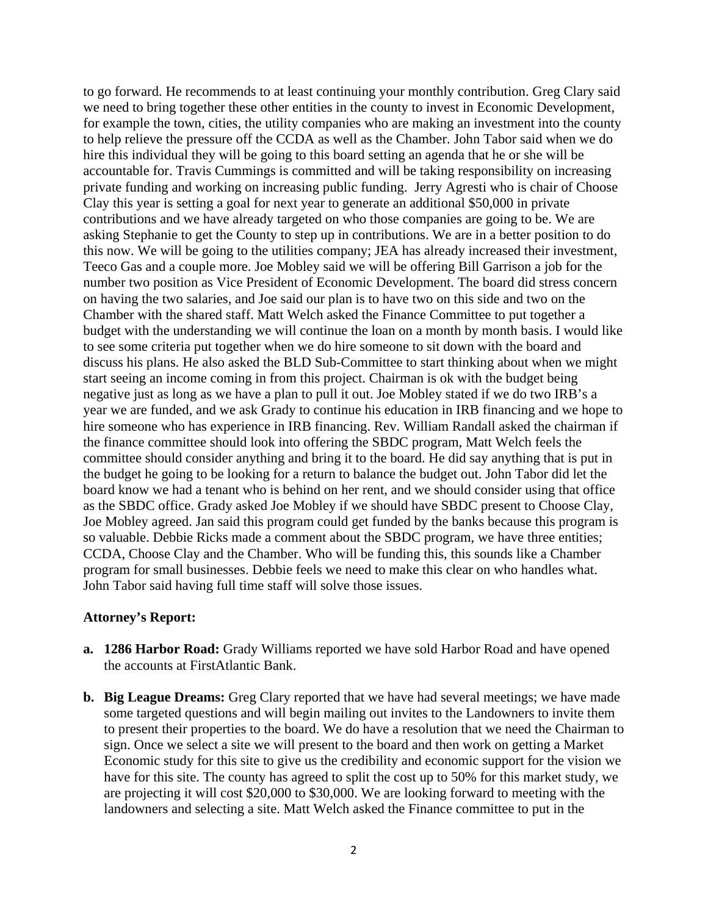to go forward. He recommends to at least continuing your monthly contribution. Greg Clary said we need to bring together these other entities in the county to invest in Economic Development, for example the town, cities, the utility companies who are making an investment into the county to help relieve the pressure off the CCDA as well as the Chamber. John Tabor said when we do hire this individual they will be going to this board setting an agenda that he or she will be accountable for. Travis Cummings is committed and will be taking responsibility on increasing private funding and working on increasing public funding. Jerry Agresti who is chair of Choose Clay this year is setting a goal for next year to generate an additional $50,000 in private contributions and we have already targeted on who those companies are going to be. We are asking Stephanie to get the County to step up in contributions. We are in a better position to do this now. We will be going to the utilities company; JEA has already increased their investment, Teeco Gas and a couple more. Joe Mobley said we will be offering Bill Garrison a job for the number two position as Vice President of Economic Development. The board did stress concern on having the two salaries, and Joe said our plan is to have two on this side and two on the Chamber with the shared staff. Matt Welch asked the Finance Committee to put together a budget with the understanding we will continue the loan on a month by month basis. I would like to see some criteria put together when we do hire someone to sit down with the board and discuss his plans. He also asked the BLD Sub-Committee to start thinking about when we might start seeing an income coming in from this project. Chairman is ok with the budget being negative just as long as we have a plan to pull it out. Joe Mobley stated if we do two IRB's a year we are funded, and we ask Grady to continue his education in IRB financing and we hope to hire someone who has experience in IRB financing. Rev. William Randall asked the chairman if the finance committee should look into offering the SBDC program, Matt Welch feels the committee should consider anything and bring it to the board. He did say anything that is put in the budget he going to be looking for a return to balance the budget out. John Tabor did let the board know we had a tenant who is behind on her rent, and we should consider using that office as the SBDC office. Grady asked Joe Mobley if we should have SBDC present to Choose Clay, Joe Mobley agreed. Jan said this program could get funded by the banks because this program is so valuable. Debbie Ricks made a comment about the SBDC program, we have three entities; CCDA, Choose Clay and the Chamber. Who will be funding this, this sounds like a Chamber program for small businesses. Debbie feels we need to make this clear on who handles what. John Tabor said having full time staff will solve those issues.

**Attorney's Report:**

**a. 1286 Harbor Road:** Grady Williams reported we have sold Harbor Road and have opened the accounts at FirstAtlantic Bank.

**b. Big League Dreams:** Greg Clary reported that we have had several meetings; we have made some targeted questions and will begin mailing out invites to the Landowners to invite them to present their properties to the board. We do have a resolution that we need the Chairman to sign. Once we select a site we will present to the board and then work on getting a Market Economic study for this site to give us the credibility and economic support for the vision we have for this site. The county has agreed to split the cost up to 50% for this market study, we are projecting it will cost $20,000 to $30,000. We are looking forward to meeting with the landowners and selecting a site. Matt Welch asked the Finance committee to put in the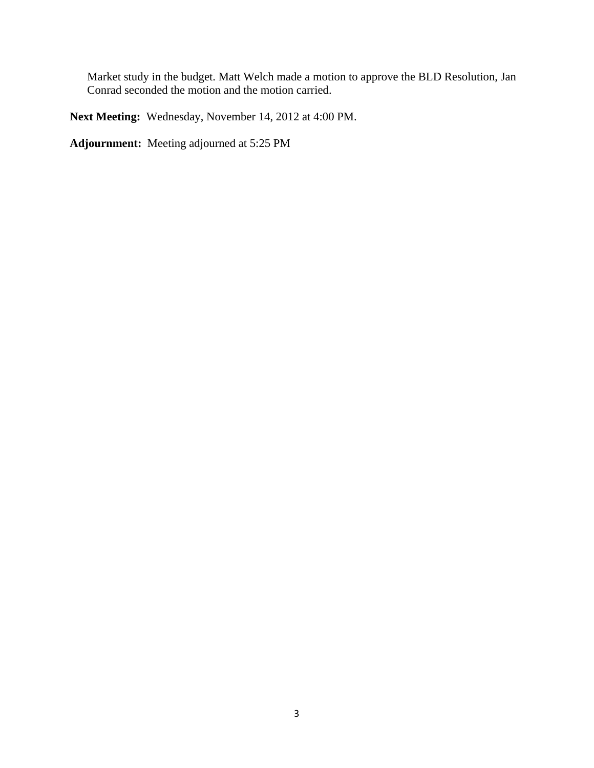Market study in the budget. Matt Welch made a motion to approve the BLD Resolution, Jan Conrad seconded the motion and the motion carried.

**Next Meeting:** Wednesday, November 14, 2012 at 4:00 PM.

**Adjournment:** Meeting adjourned at 5:25 PM